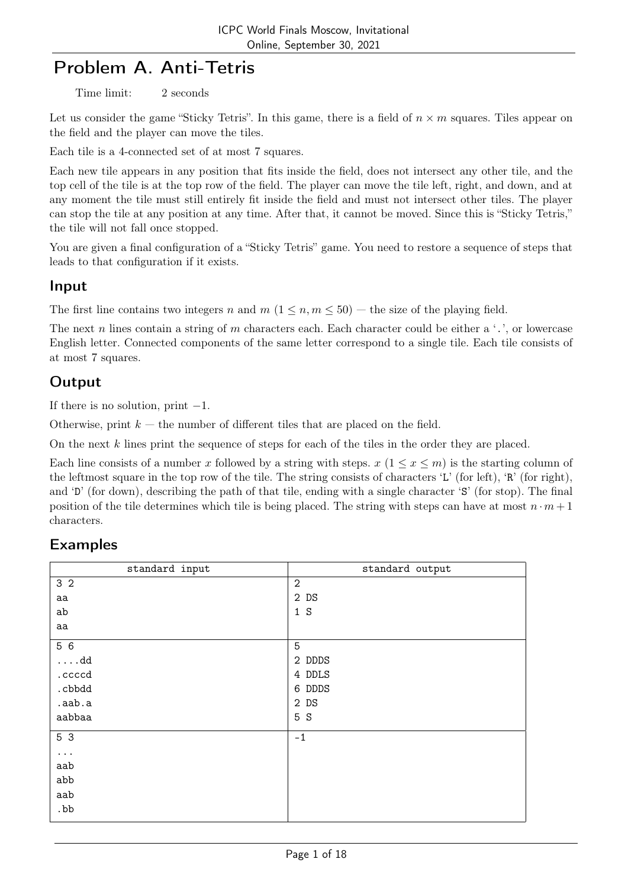# Problem A. Anti-Tetris

Time limit: 2 seconds

Let us consider the game "Sticky Tetris". In this game, there is a field of $n \times m$ squares. Tiles appear on the field and the player can move the tiles.

Each tile is a 4-connected set of at most 7 squares.

Each new tile appears in any position that fits inside the field, does not intersect any other tile, and the top cell of the tile is at the top row of the field. The player can move the tile left, right, and down, and at any moment the tile must still entirely fit inside the field and must not intersect other tiles. The player can stop the tile at any position at any time. After that, it cannot be moved. Since this is "Sticky Tetris," the tile will not fall once stopped.

You are given a final configuration of a "Sticky Tetris" game. You need to restore a sequence of steps that leads to that configuration if it exists.

## Input

The first line contains two integers $n$ and $m$ ($1 \le n, m \le 50$) — the size of the playing field.

The next $n$ lines contain a string of $m$ characters each. Each character could be either a '.', or lowercase English letter. Connected components of the same letter correspond to a single tile. Each tile consists of at most 7 squares.

## Output

If there is no solution, print $-1$.

Otherwise, print $k$ — the number of different tiles that are placed on the field.

On the next $k$ lines print the sequence of steps for each of the tiles in the order they are placed.

Each line consists of a number $x$ followed by a string with steps. $x$ ($1 \le x \le m$) is the starting column of the leftmost square in the top row of the tile. The string consists of characters 'L' (for left), 'R' (for right), and 'D' (for down), describing the path of that tile, ending with a single character 'S' (for stop). The final position of the tile determines which tile is being placed. The string with steps can have at most $n \cdot m + 1$ characters.

## Examples

| standard input | standard output |
|---|---|
| 3 2<br>aa<br>ab<br>aa | 2<br>2 DS<br>1 S |
| 5 6<br>....dd<br>.ccccd<br>.cbbdd<br>.aab.a<br>aabbaa | 5<br>2 DDDS<br>4 DDLS<br>6 DDDS<br>2 DS<br>5 S |
| 5 3<br>...<br>aab<br>abb<br>aab<br>.bb | -1 |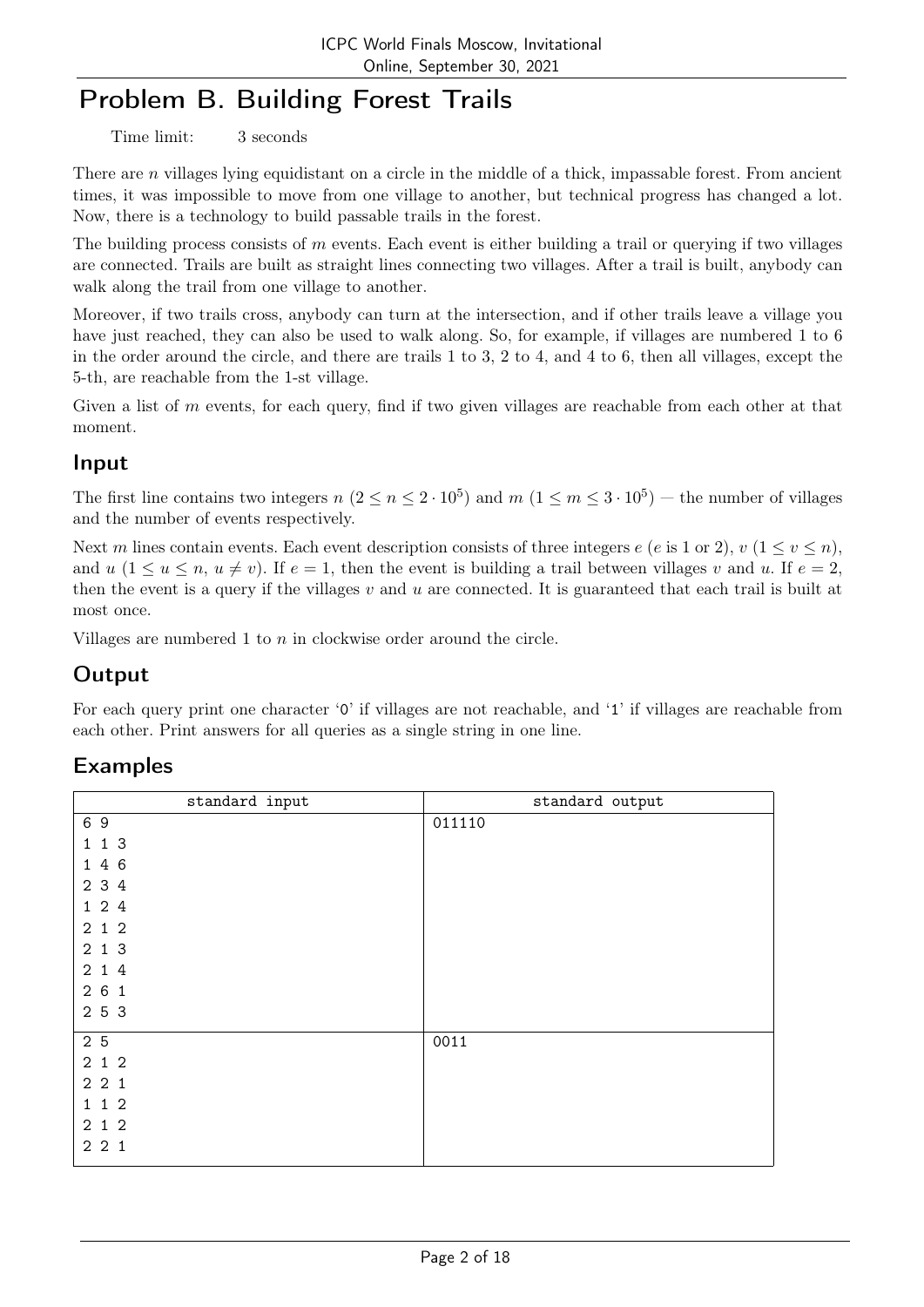# Problem B. Building Forest Trails

Time limit: 3 seconds

There are $n$ villages lying equidistant on a circle in the middle of a thick, impassable forest. From ancient times, it was impossible to move from one village to another, but technical progress has changed a lot. Now, there is a technology to build passable trails in the forest.

The building process consists of $m$ events. Each event is either building a trail or querying if two villages are connected. Trails are built as straight lines connecting two villages. After a trail is built, anybody can walk along the trail from one village to another.

Moreover, if two trails cross, anybody can turn at the intersection, and if other trails leave a village you have just reached, they can also be used to walk along. So, for example, if villages are numbered 1 to 6 in the order around the circle, and there are trails 1 to 3, 2 to 4, and 4 to 6, then all villages, except the 5-th, are reachable from the 1-st village.

Given a list of $m$ events, for each query, find if two given villages are reachable from each other at that moment.

## Input

The first line contains two integers $n$ ($2 \le n \le 2 \cdot 10^5$) and $m$ ($1 \le m \le 3 \cdot 10^5$) — the number of villages and the number of events respectively.

Next $m$ lines contain events. Each event description consists of three integers $e$ ($e$ is 1 or 2), $v$ ($1 \le v \le n$), and $u$ ($1 \le u \le n$, $u \ne v$). If $e = 1$, then the event is building a trail between villages $v$ and $u$. If $e = 2$, then the event is a query if the villages $v$ and $u$ are connected. It is guaranteed that each trail is built at most once.

Villages are numbered 1 to $n$ in clockwise order around the circle.

## Output

For each query print one character '0' if villages are not reachable, and '1' if villages are reachable from each other. Print answers for all queries as a single string in one line.

## Examples

| standard input | standard output |
|---|---|
| 6 9<br>1 1 3<br>1 4 6<br>2 3 4<br>1 2 4<br>2 1 2<br>2 1 3<br>2 1 4<br>2 6 1<br>2 5 3 | 011110 |
| 2 5<br>2 1 2<br>2 2 1<br>1 1 2<br>2 1 2<br>2 2 1 | 0011 |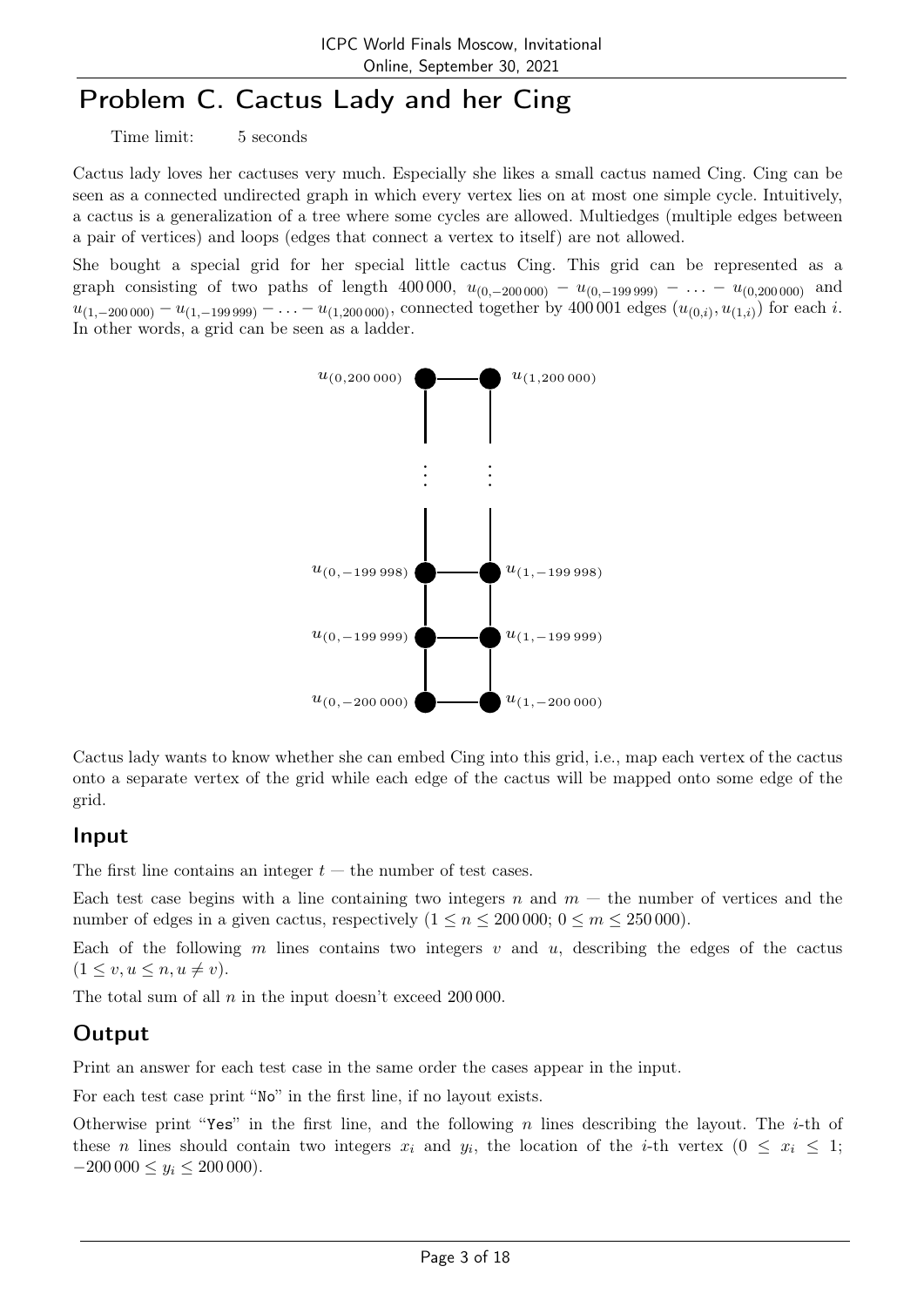# Problem C. Cactus Lady and her Cing

Time limit: 5 seconds

Cactus lady loves her cactuses very much. Especially she likes a small cactus named Cing. Cing can be seen as a connected undirected graph in which every vertex lies on at most one simple cycle. Intuitively, a cactus is a generalization of a tree where some cycles are allowed. Multiedges (multiple edges between a pair of vertices) and loops (edges that connect a vertex to itself) are not allowed.

She bought a special grid for her special little cactus Cing. This grid can be represented as a graph consisting of two paths of length 400 000, $u_{(0,-200\,000)} - u_{(0,-199\,999)} - \ldots - u_{(0,200\,000)}$ and $u_{(1,-200\,000)} - u_{(1,-199\,999)} - \ldots - u_{(1,200\,000)}$, connected together by 400 001 edges $(u_{(0,i)}, u_{(1,i)})$ for each $i$. In other words, a grid can be seen as a ladder.

Cactus lady wants to know whether she can embed Cing into this grid, i.e., map each vertex of the cactus onto a separate vertex of the grid while each edge of the cactus will be mapped onto some edge of the grid.

## Input

The first line contains an integer $t$ — the number of test cases.

Each test case begins with a line containing two integers $n$ and $m$ — the number of vertices and the number of edges in a given cactus, respectively ($1 \le n \le 200\,000$; $0 \le m \le 250\,000$).

Each of the following $m$ lines contains two integers $v$ and $u$, describing the edges of the cactus ($1 \le v, u \le n, u \ne v$).

The total sum of all $n$ in the input doesn't exceed 200 000.

## Output

Print an answer for each test case in the same order the cases appear in the input.

For each test case print "No" in the first line, if no layout exists.

Otherwise print "Yes" in the first line, and the following $n$ lines describing the layout. The $i$-th of these $n$ lines should contain two integers $x_i$ and $y_i$, the location of the $i$-th vertex ($0 \le x_i \le 1$; $-200\,000 \le y_i \le 200\,000$).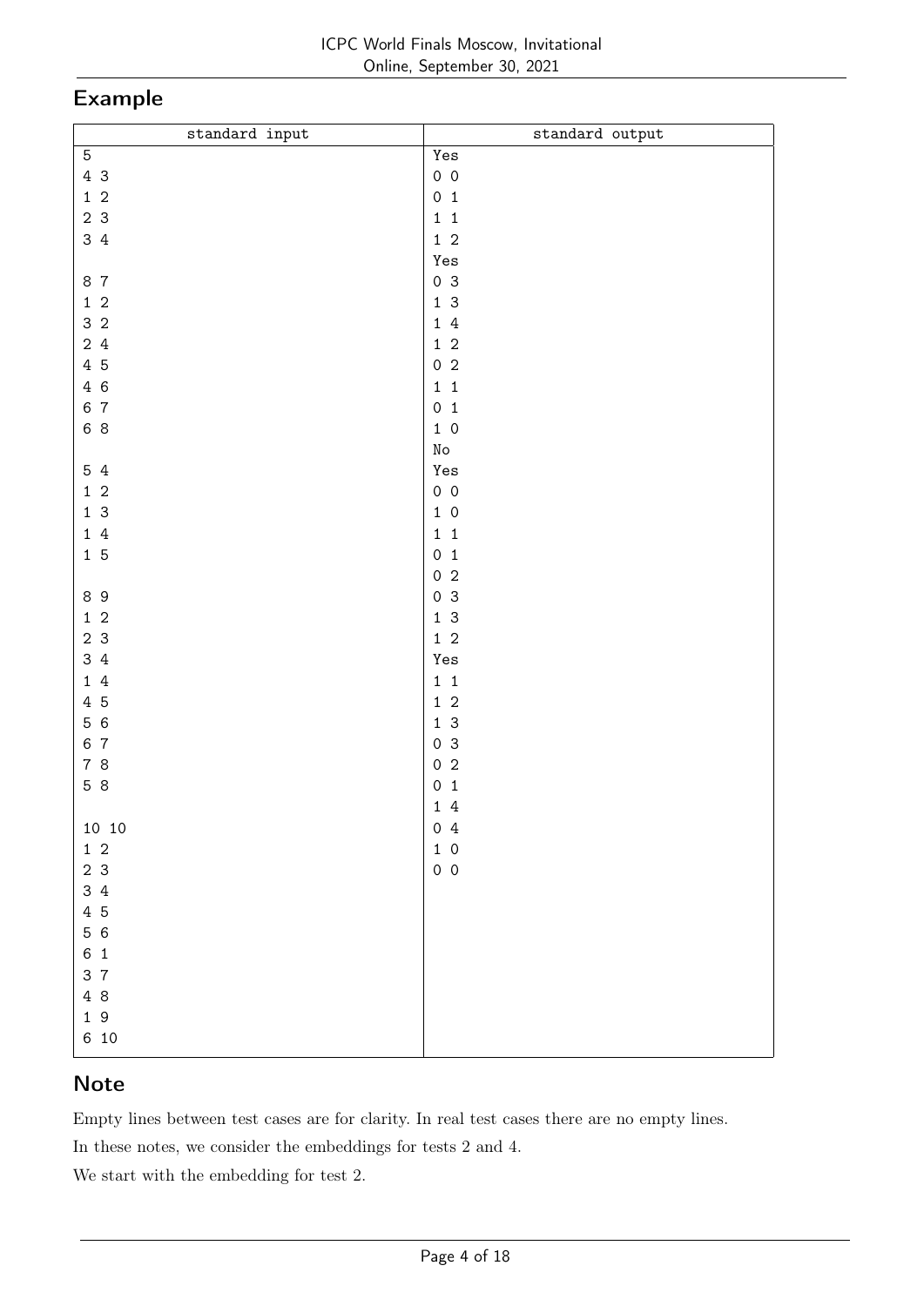## Example

| standard input | standard output |
|---|---|
| 5<br>4 3<br>1 2<br>2 3<br>3 4<br><br>8 7<br>1 2<br>3 2<br>2 4<br>4 5<br>4 6<br>6 7<br>6 8<br><br>5 4<br>1 2<br>1 3<br>1 4<br>1 5<br><br>8 9<br>1 2<br>2 3<br>3 4<br>1 4<br>4 5<br>5 6<br>6 7<br>7 8<br>5 8<br><br>10 10<br>1 2<br>2 3<br>3 4<br>4 5<br>5 6<br>6 1<br>3 7<br>4 8<br>1 9<br>6 10 | Yes<br>0 0<br>0 1<br>1 1<br>1 2<br>Yes<br>0 3<br>1 3<br>1 4<br>1 2<br>0 2<br>1 1<br>0 1<br>1 0<br>No<br>Yes<br>0 0<br>1 0<br>1 1<br>0 1<br>0 2<br>0 3<br>1 3<br>1 2<br>Yes<br>1 1<br>1 2<br>1 3<br>0 3<br>0 2<br>0 1<br>1 4<br>0 4<br>1 0<br>0 0 |

## Note

Empty lines between test cases are for clarity. In real test cases there are no empty lines.

In these notes, we consider the embeddings for tests 2 and 4.

We start with the embedding for test 2.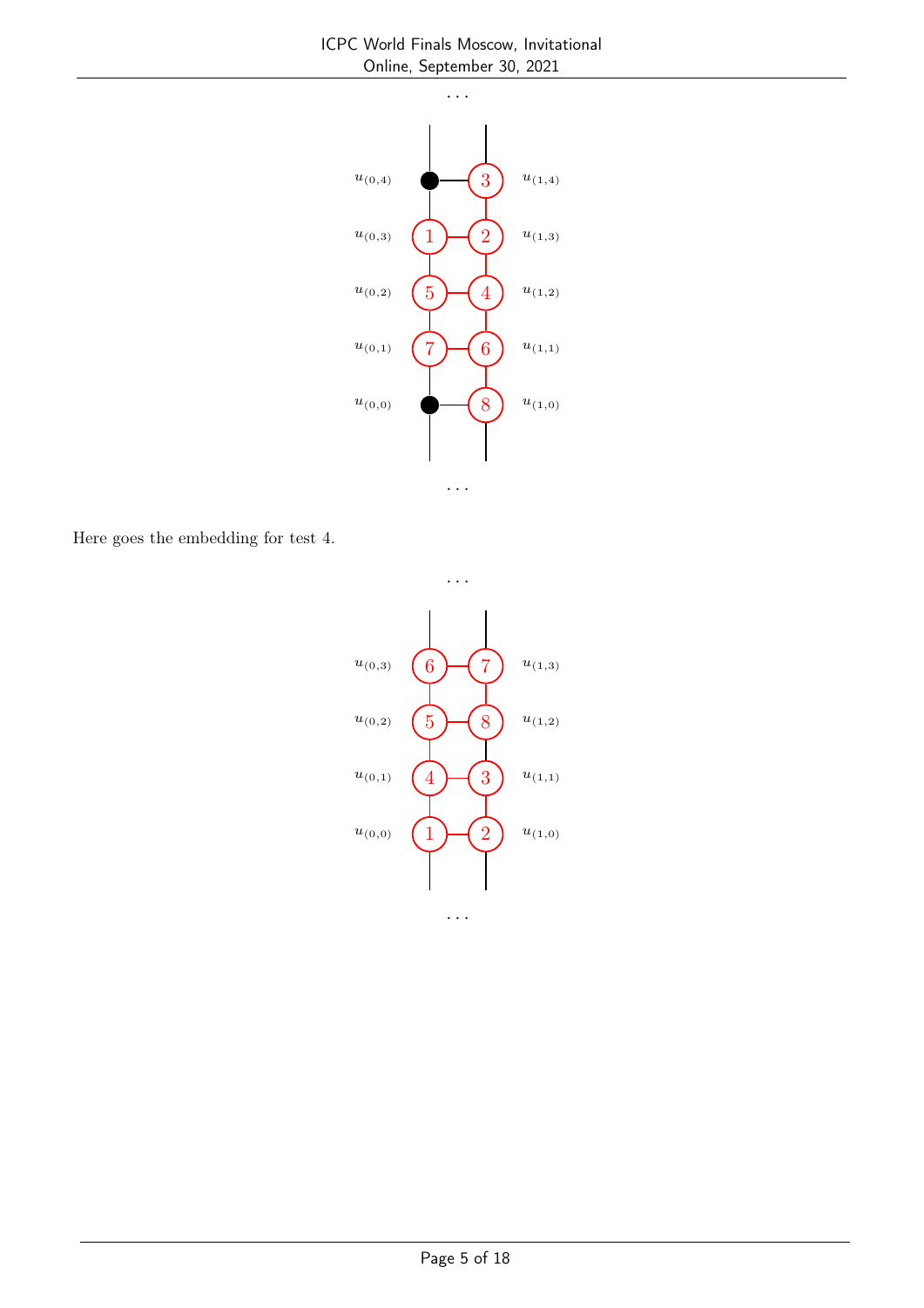$\cdots$

$u_{(0,4)}$ $u_{(1,4)}$

$u_{(0,3)}$ 1 2 $u_{(1,3)}$

$u_{(0,2)}$ 5 4 $u_{(1,2)}$

$u_{(0,1)}$ 7 6 $u_{(1,1)}$

$u_{(0,0)}$ 8 $u_{(1,0)}$

$\cdots$

Here goes the embedding for test 4.

$\cdots$

$u_{(0,3)}$ 6 7 $u_{(1,3)}$

$u_{(0,2)}$ 5 8 $u_{(1,2)}$

$u_{(0,1)}$ 4 3 $u_{(1,1)}$

$u_{(0,0)}$ 1 2 $u_{(1,0)}$

$\cdots$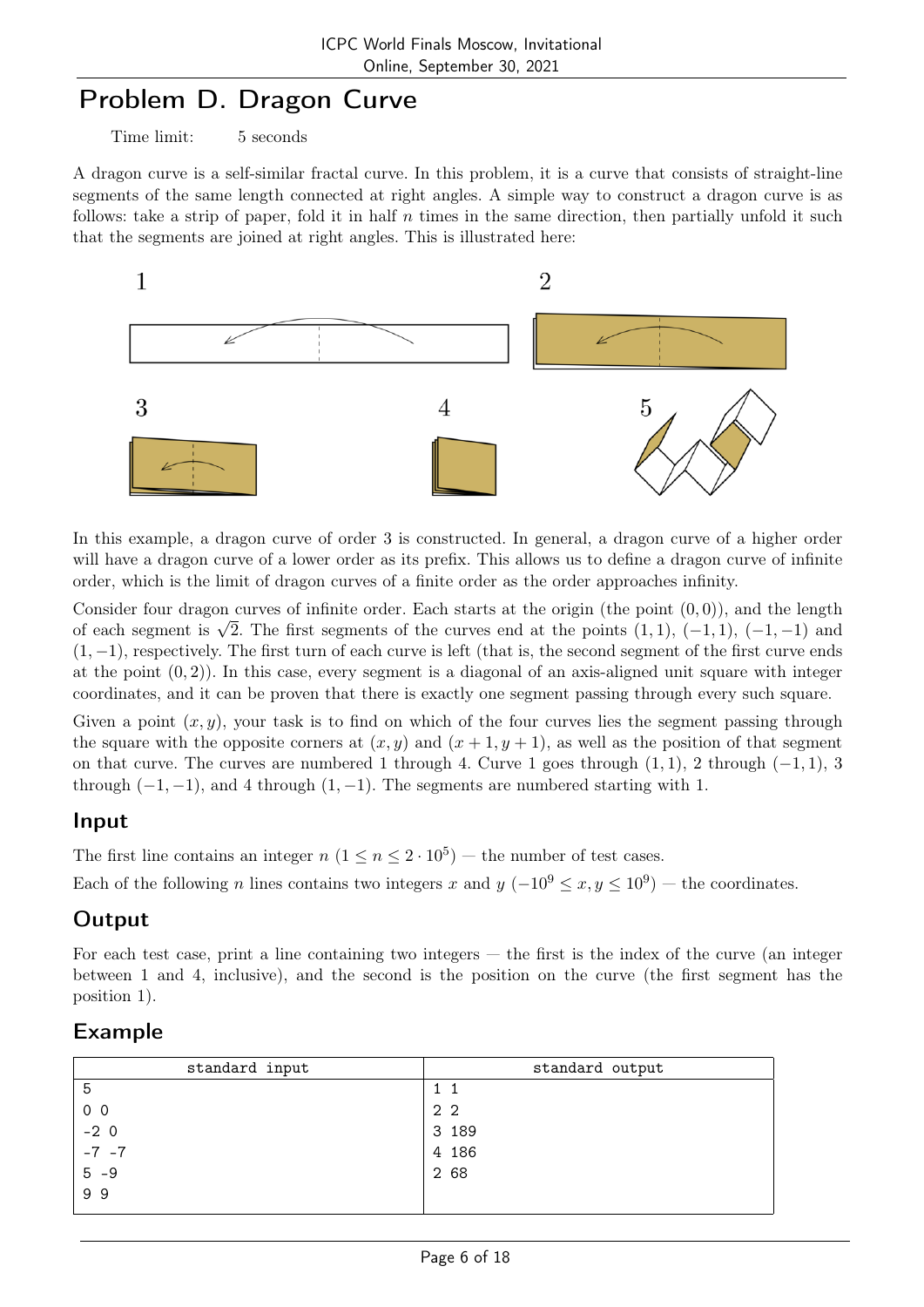# Problem D. Dragon Curve

Time limit: 5 seconds

A dragon curve is a self-similar fractal curve. In this problem, it is a curve that consists of straight-line segments of the same length connected at right angles. A simple way to construct a dragon curve is as follows: take a strip of paper, fold it in half $n$ times in the same direction, then partially unfold it such that the segments are joined at right angles. This is illustrated here:

In this example, a dragon curve of order 3 is constructed. In general, a dragon curve of a higher order will have a dragon curve of a lower order as its prefix. This allows us to define a dragon curve of infinite order, which is the limit of dragon curves of a finite order as the order approaches infinity.

Consider four dragon curves of infinite order. Each starts at the origin (the point $(0, 0)$), and the length of each segment is $\sqrt{2}$. The first segments of the curves end at the points $(1, 1)$, $(-1, 1)$, $(-1, -1)$ and $(1, -1)$, respectively. The first turn of each curve is left (that is, the second segment of the first curve ends at the point $(0, 2)$). In this case, every segment is a diagonal of an axis-aligned unit square with integer coordinates, and it can be proven that there is exactly one segment passing through every such square.

Given a point $(x, y)$, your task is to find on which of the four curves lies the segment passing through the square with the opposite corners at $(x, y)$ and $(x + 1, y + 1)$, as well as the position of that segment on that curve. The curves are numbered 1 through 4. Curve 1 goes through $(1, 1)$, 2 through $(-1, 1)$, 3 through $(-1, -1)$, and 4 through $(1, -1)$. The segments are numbered starting with 1.

## Input

The first line contains an integer $n$ ($1 \le n \le 2 \cdot 10^5$) — the number of test cases.

Each of the following $n$ lines contains two integers $x$ and $y$ ($-10^9 \le x, y \le 10^9$) — the coordinates.

## Output

For each test case, print a line containing two integers — the first is the index of the curve (an integer between 1 and 4, inclusive), and the second is the position on the curve (the first segment has the position 1).

## Example

| standard input | standard output |
|---|---|
| 5<br>0 0<br>-2 0<br>-7 -7<br>5 -9<br>9 9 | 1 1<br>2 2<br>3 189<br>4 186<br>2 68 |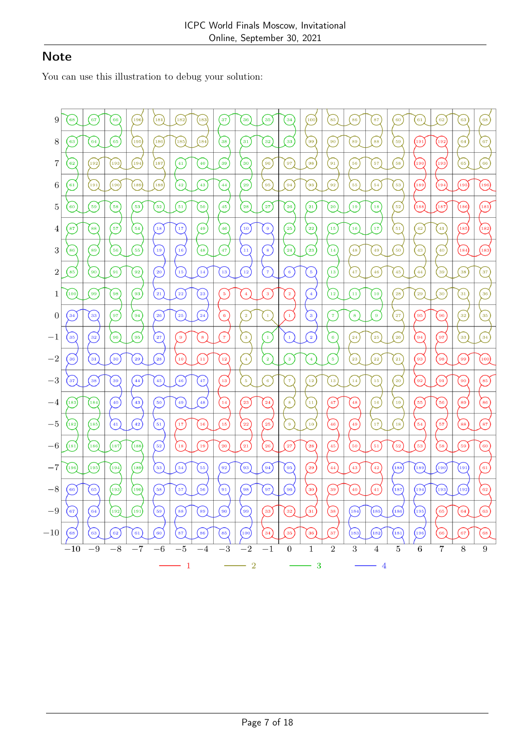## Note

You can use this illustration to debug your solution: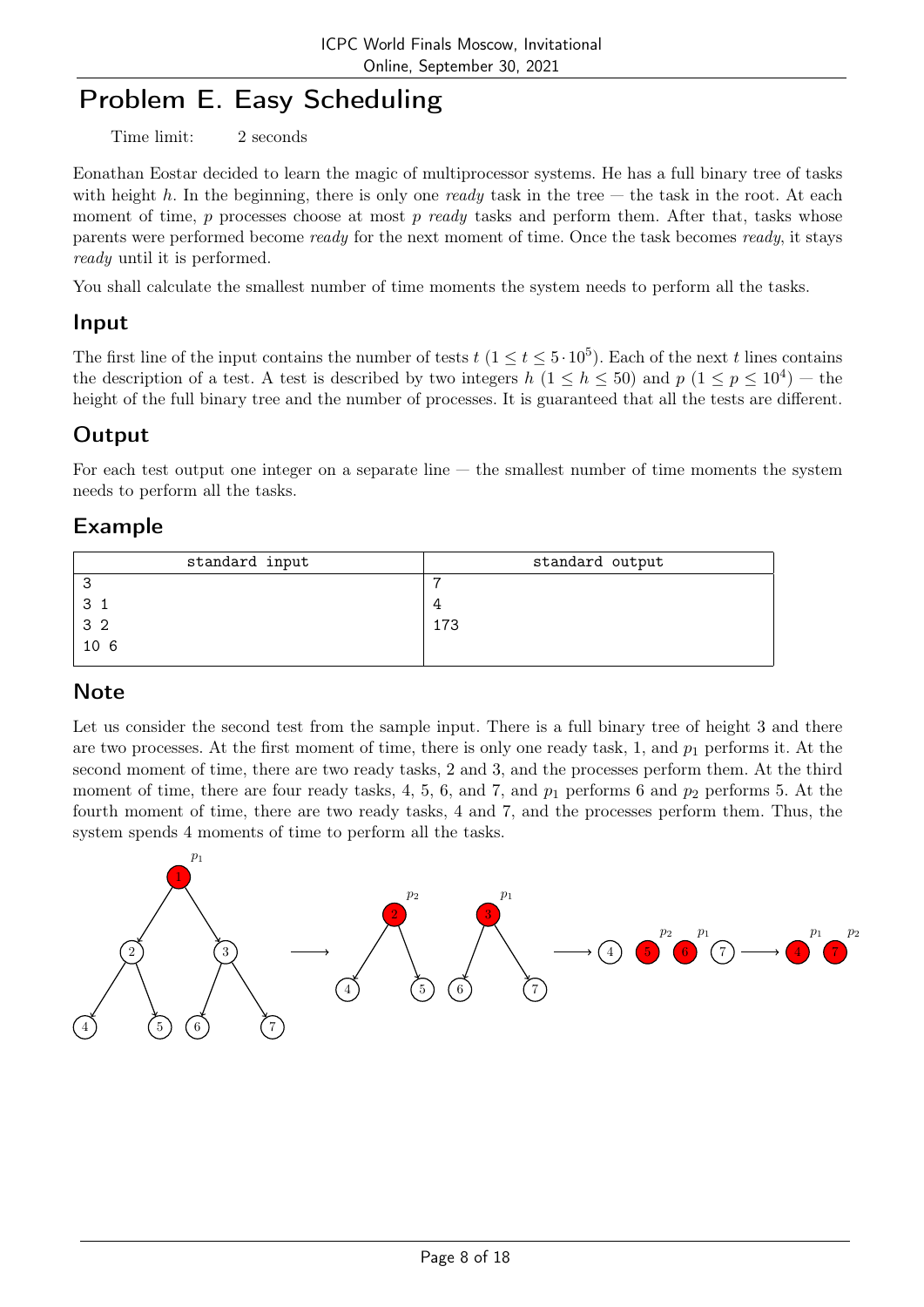# Problem E. Easy Scheduling

Time limit: 2 seconds

Eonathan Eostar decided to learn the magic of multiprocessor systems. He has a full binary tree of tasks with height $h$. In the beginning, there is only one *ready* task in the tree — the task in the root. At each moment of time, $p$ processes choose at most $p$ *ready* tasks and perform them. After that, tasks whose parents were performed become *ready* for the next moment of time. Once the task becomes *ready*, it stays *ready* until it is performed.

You shall calculate the smallest number of time moments the system needs to perform all the tasks.

## Input

The first line of the input contains the number of tests $t$ ($1 \le t \le 5 \cdot 10^5$). Each of the next $t$ lines contains the description of a test. A test is described by two integers $h$ ($1 \le h \le 50$) and $p$ ($1 \le p \le 10^4$) — the height of the full binary tree and the number of processes. It is guaranteed that all the tests are different.

## Output

For each test output one integer on a separate line — the smallest number of time moments the system needs to perform all the tasks.

## Example

| standard input | standard output |
|---|---|
| 3<br>3 1<br>3 2<br>10 6 | 7<br>4<br>173 |

## Note

Let us consider the second test from the sample input. There is a full binary tree of height 3 and there are two processes. At the first moment of time, there is only one ready task, 1, and $p_1$ performs it. At the second moment of time, there are two ready tasks, 2 and 3, and the processes perform them. At the third moment of time, there are four ready tasks, 4, 5, 6, and 7, and $p_1$ performs 6 and $p_2$ performs 5. At the fourth moment of time, there are two ready tasks, 4 and 7, and the processes perform them. Thus, the system spends 4 moments of time to perform all the tasks.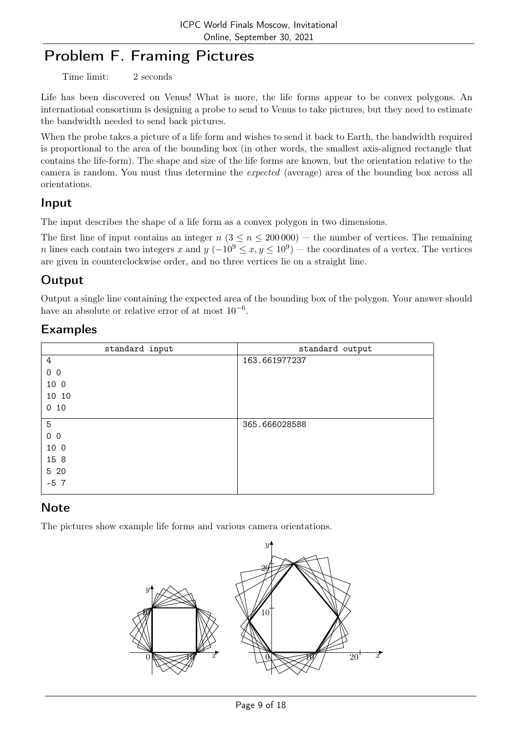# Problem F. Framing Pictures

Time limit: 2 seconds

Life has been discovered on Venus! What is more, the life forms appear to be convex polygons. An international consortium is designing a probe to send to Venus to take pictures, but they need to estimate the bandwidth needed to send back pictures.

When the probe takes a picture of a life form and wishes to send it back to Earth, the bandwidth required is proportional to the area of the bounding box (in other words, the smallest axis-aligned rectangle that contains the life-form). The shape and size of the life forms are known, but the orientation relative to the camera is random. You must thus determine the *expected* (average) area of the bounding box across all orientations.

## Input

The input describes the shape of a life form as a convex polygon in two dimensions.

The first line of input contains an integer $n$ ($3 \le n \le 200\,000$) — the number of vertices. The remaining $n$ lines each contain two integers $x$ and $y$ ($-10^9 \le x, y \le 10^9$) — the coordinates of a vertex. The vertices are given in counterclockwise order, and no three vertices lie on a straight line.

## Output

Output a single line containing the expected area of the bounding box of the polygon. Your answer should have an absolute or relative error of at most $10^{-6}$.

## Examples

| standard input | standard output |
|---|---|
| 4<br>0 0<br>10 0<br>10 10<br>0 10 | 163.661977237 |
| 5<br>0 0<br>10 0<br>15 8<br>5 20<br>-5 7 | 365.666028588 |

## Note

The pictures show example life forms and various camera orientations.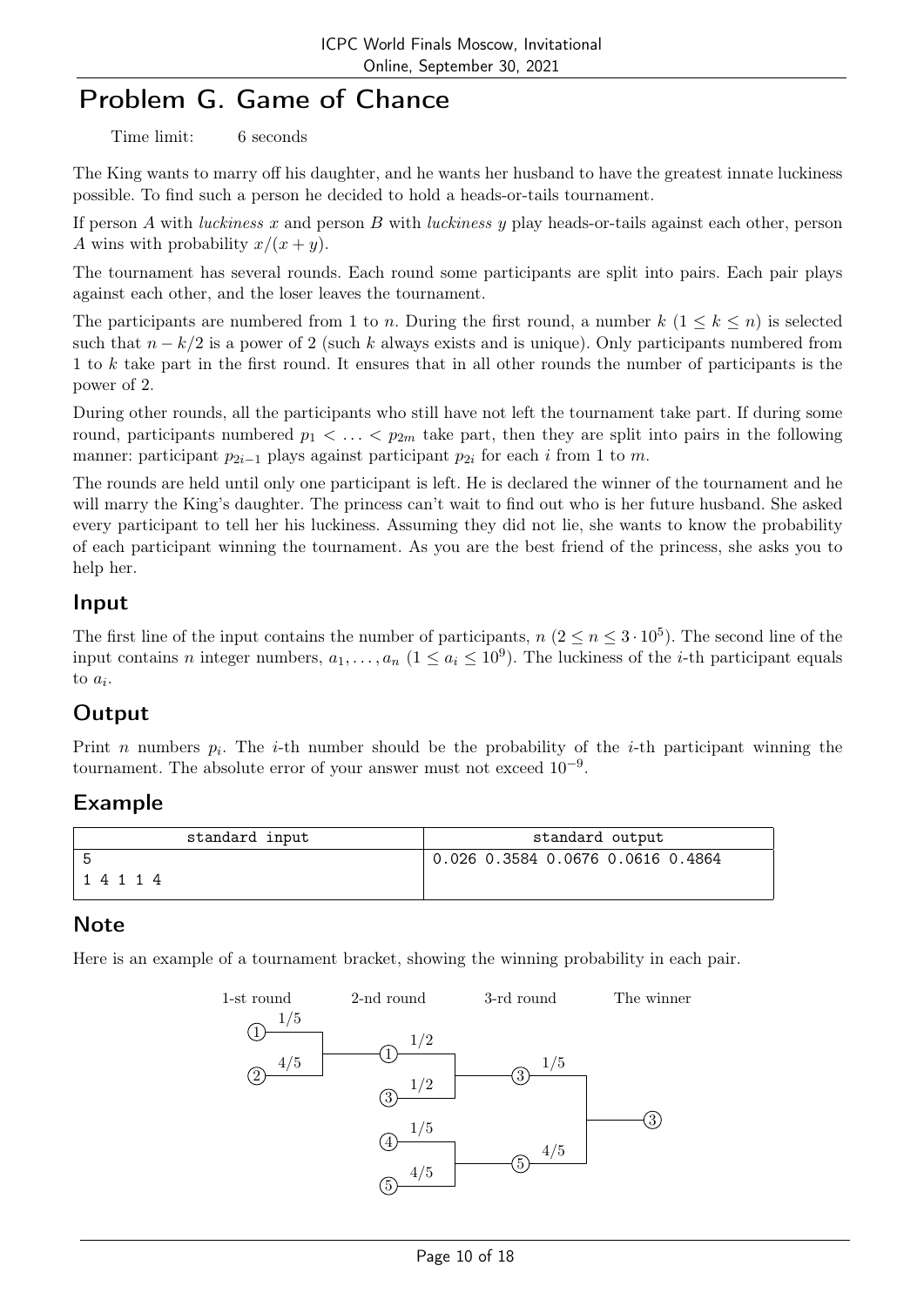# Problem G. Game of Chance

Time limit: 6 seconds

The King wants to marry off his daughter, and he wants her husband to have the greatest innate luckiness possible. To find such a person he decided to hold a heads-or-tails tournament.

If person $A$ with *luckiness* $x$ and person $B$ with *luckiness* $y$ play heads-or-tails against each other, person $A$ wins with probability $x/(x+y)$.

The tournament has several rounds. Each round some participants are split into pairs. Each pair plays against each other, and the loser leaves the tournament.

The participants are numbered from 1 to $n$. During the first round, a number $k$ ($1 \le k \le n$) is selected such that $n - k/2$ is a power of 2 (such $k$ always exists and is unique). Only participants numbered from 1 to $k$ take part in the first round. It ensures that in all other rounds the number of participants is the power of 2.

During other rounds, all the participants who still have not left the tournament take part. If during some round, participants numbered $p_1 < \ldots < p_{2m}$ take part, then they are split into pairs in the following manner: participant $p_{2i-1}$ plays against participant $p_{2i}$ for each $i$ from 1 to $m$.

The rounds are held until only one participant is left. He is declared the winner of the tournament and he will marry the King's daughter. The princess can't wait to find out who is her future husband. She asked every participant to tell her his luckiness. Assuming they did not lie, she wants to know the probability of each participant winning the tournament. As you are the best friend of the princess, she asks you to help her.

## Input

The first line of the input contains the number of participants, $n$ ($2 \le n \le 3 \cdot 10^5$). The second line of the input contains $n$ integer numbers, $a_1, \ldots, a_n$ ($1 \le a_i \le 10^9$). The luckiness of the $i$-th participant equals to $a_i$.

## Output

Print $n$ numbers $p_i$. The $i$-th number should be the probability of the $i$-th participant winning the tournament. The absolute error of your answer must not exceed $10^{-9}$.

## Example

| standard input | standard output |
|---|---|
| 5<br>1 4 1 1 4 | 0.026 0.3584 0.0676 0.0616 0.4864 |

## Note

Here is an example of a tournament bracket, showing the winning probability in each pair.

1-st round: ① 1/5 vs ② 4/5 → 2-nd round: ① 1/2 vs ③ 1/2; ④ 1/5 vs ⑤ 4/5 → 3-rd round: ③ 1/5 vs ⑤ 4/5 → The winner: ③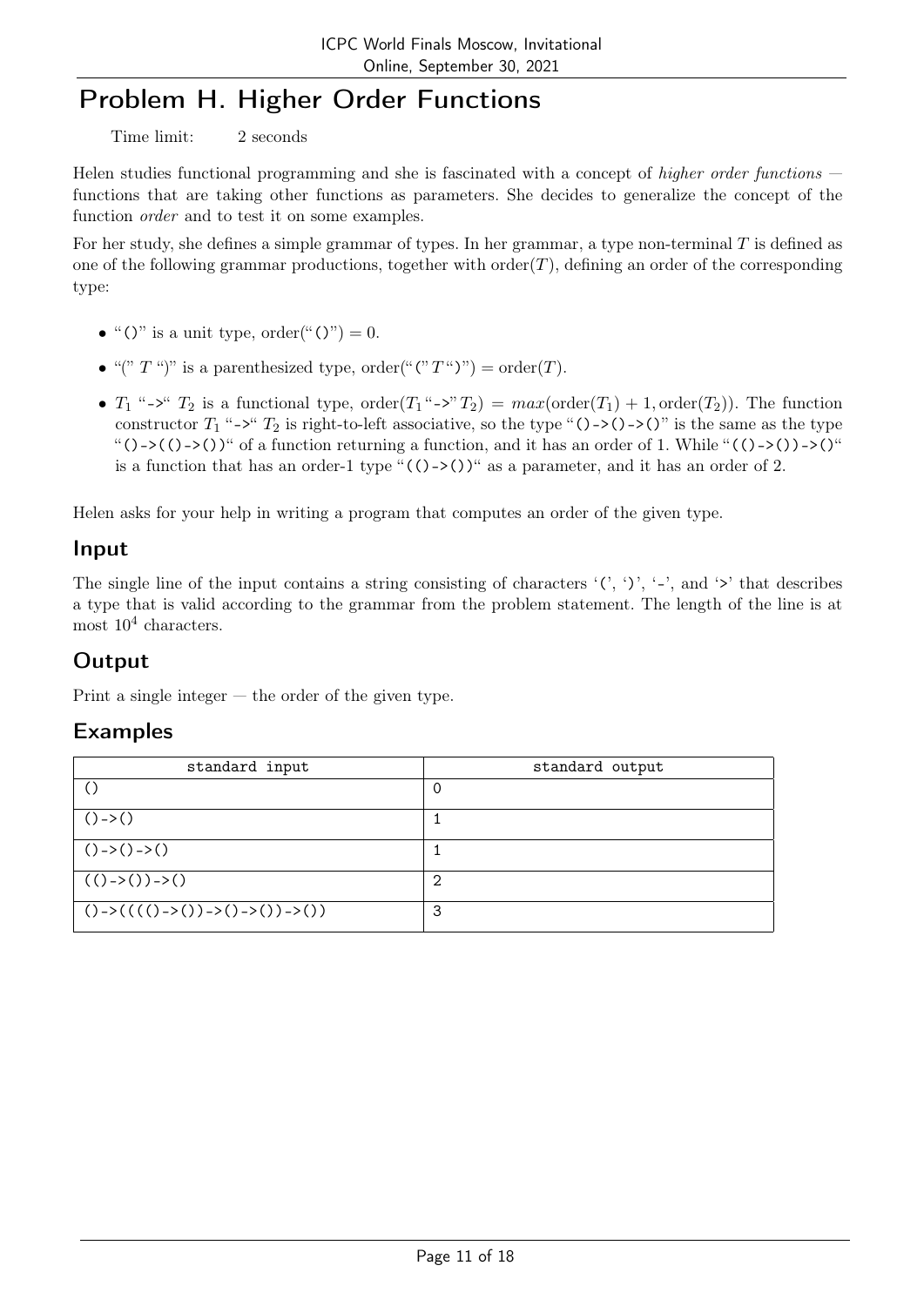# Problem H. Higher Order Functions

Time limit: 2 seconds

Helen studies functional programming and she is fascinated with a concept of *higher order functions* — functions that are taking other functions as parameters. She decides to generalize the concept of the function *order* and to test it on some examples.

For her study, she defines a simple grammar of types. In her grammar, a type non-terminal $T$ is defined as one of the following grammar productions, together with order($T$), defining an order of the corresponding type:

- "`()`" is a unit type, order("`()`") = 0.
- "(" $T$ ")" is a parenthesized type, order("(" $T$ ")") = order($T$).
- $T_1$ "`->`" $T_2$ is a functional type, order($T_1$ "`->`" $T_2$) = $max$(order($T_1$) + 1, order($T_2$)). The function constructor $T_1$ "`->`" $T_2$ is right-to-left associative, so the type "`()->()->()`" is the same as the type "`()->(()->())`" of a function returning a function, and it has an order of 1. While "`(()->())->()`" is a function that has an order-1 type "`(()->())`" as a parameter, and it has an order of 2.

Helen asks for your help in writing a program that computes an order of the given type.

## Input

The single line of the input contains a string consisting of characters '`(`', '`)`', '`-`', and '`>`' that describes a type that is valid according to the grammar from the problem statement. The length of the line is at most $10^4$ characters.

## Output

Print a single integer — the order of the given type.

## Examples

| standard input | standard output |
|---|---|
| `()` | 0 |
| `()->()` | 1 |
| `()->()->()` | 1 |
| `(()->())->()` | 2 |
| `()->(((()->())->()->())->())` | 3 |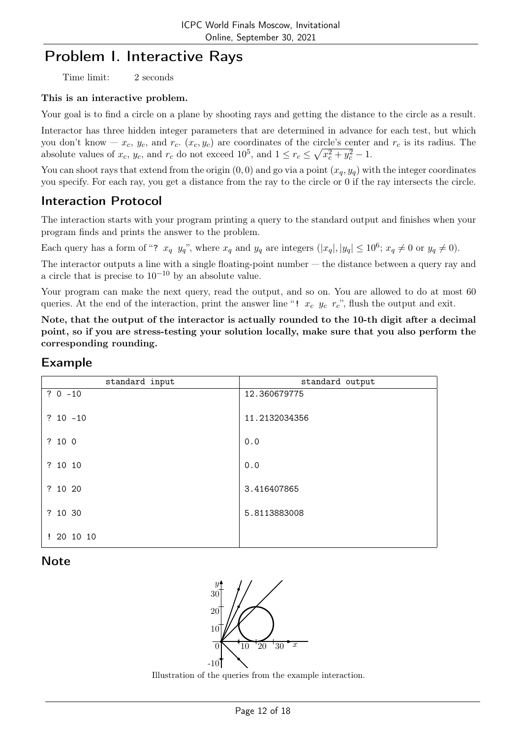# Problem I. Interactive Rays

Time limit: 2 seconds

**This is an interactive problem.**

Your goal is to find a circle on a plane by shooting rays and getting the distance to the circle as a result.

Interactor has three hidden integer parameters that are determined in advance for each test, but which you don't know — $x_c$, $y_c$, and $r_c$. $(x_c, y_c)$ are coordinates of the circle's center and $r_c$ is its radius. The absolute values of $x_c$, $y_c$, and $r_c$ do not exceed $10^5$, and $1 \le r_c \le \sqrt{x_c^2 + y_c^2} - 1$.

You can shoot rays that extend from the origin $(0, 0)$ and go via a point $(x_q, y_q)$ with the integer coordinates you specify. For each ray, you get a distance from the ray to the circle or 0 if the ray intersects the circle.

## Interaction Protocol

The interaction starts with your program printing a query to the standard output and finishes when your program finds and prints the answer to the problem.

Each query has a form of "? $x_q$ $y_q$", where $x_q$ and $y_q$ are integers ($|x_q|, |y_q| \le 10^6$; $x_q \ne 0$ or $y_q \ne 0$).

The interactor outputs a line with a single floating-point number — the distance between a query ray and a circle that is precise to $10^{-10}$ by an absolute value.

Your program can make the next query, read the output, and so on. You are allowed to do at most 60 queries. At the end of the interaction, print the answer line "! $x_c$ $y_c$ $r_c$", flush the output and exit.

**Note, that the output of the interactor is actually rounded to the 10-th digit after a decimal point, so if you are stress-testing your solution locally, make sure that you also perform the corresponding rounding.**

## Example

| standard input | standard output |
|---|---|
| ? 0 -10 | 12.360679775 |
| ? 10 -10 | 11.2132034356 |
| ? 10 0 | 0.0 |
| ? 10 10 | 0.0 |
| ? 10 20 | 3.416407865 |
| ? 10 30 | 5.8113883008 |
| ! 20 10 10 | |

## Note

Illustration of the queries from the example interaction.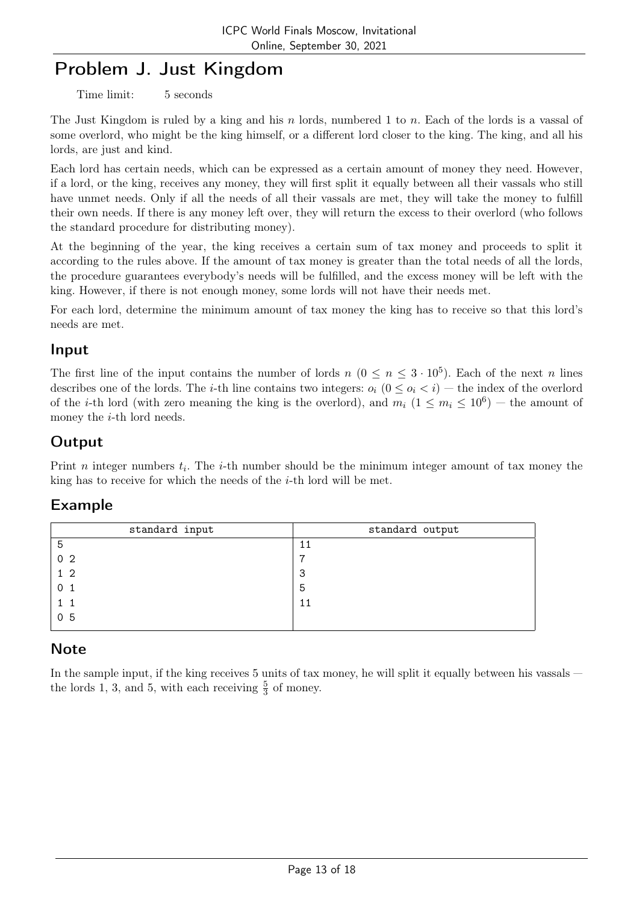# Problem J. Just Kingdom

Time limit: 5 seconds

The Just Kingdom is ruled by a king and his $n$ lords, numbered 1 to $n$. Each of the lords is a vassal of some overlord, who might be the king himself, or a different lord closer to the king. The king, and all his lords, are just and kind.

Each lord has certain needs, which can be expressed as a certain amount of money they need. However, if a lord, or the king, receives any money, they will first split it equally between all their vassals who still have unmet needs. Only if all the needs of all their vassals are met, they will take the money to fulfill their own needs. If there is any money left over, they will return the excess to their overlord (who follows the standard procedure for distributing money).

At the beginning of the year, the king receives a certain sum of tax money and proceeds to split it according to the rules above. If the amount of tax money is greater than the total needs of all the lords, the procedure guarantees everybody's needs will be fulfilled, and the excess money will be left with the king. However, if there is not enough money, some lords will not have their needs met.

For each lord, determine the minimum amount of tax money the king has to receive so that this lord's needs are met.

## Input

The first line of the input contains the number of lords $n$ ($0 \le n \le 3 \cdot 10^5$). Each of the next $n$ lines describes one of the lords. The $i$-th line contains two integers: $o_i$ ($0 \le o_i < i$) — the index of the overlord of the $i$-th lord (with zero meaning the king is the overlord), and $m_i$ ($1 \le m_i \le 10^6$) — the amount of money the $i$-th lord needs.

## Output

Print $n$ integer numbers $t_i$. The $i$-th number should be the minimum integer amount of tax money the king has to receive for which the needs of the $i$-th lord will be met.

## Example

| standard input | standard output |
|---|---|
| 5<br>0 2<br>1 2<br>0 1<br>1 1<br>0 5 | 11<br>7<br>3<br>5<br>11 |

## Note

In the sample input, if the king receives 5 units of tax money, he will split it equally between his vassals — the lords 1, 3, and 5, with each receiving $\frac{5}{3}$ of money.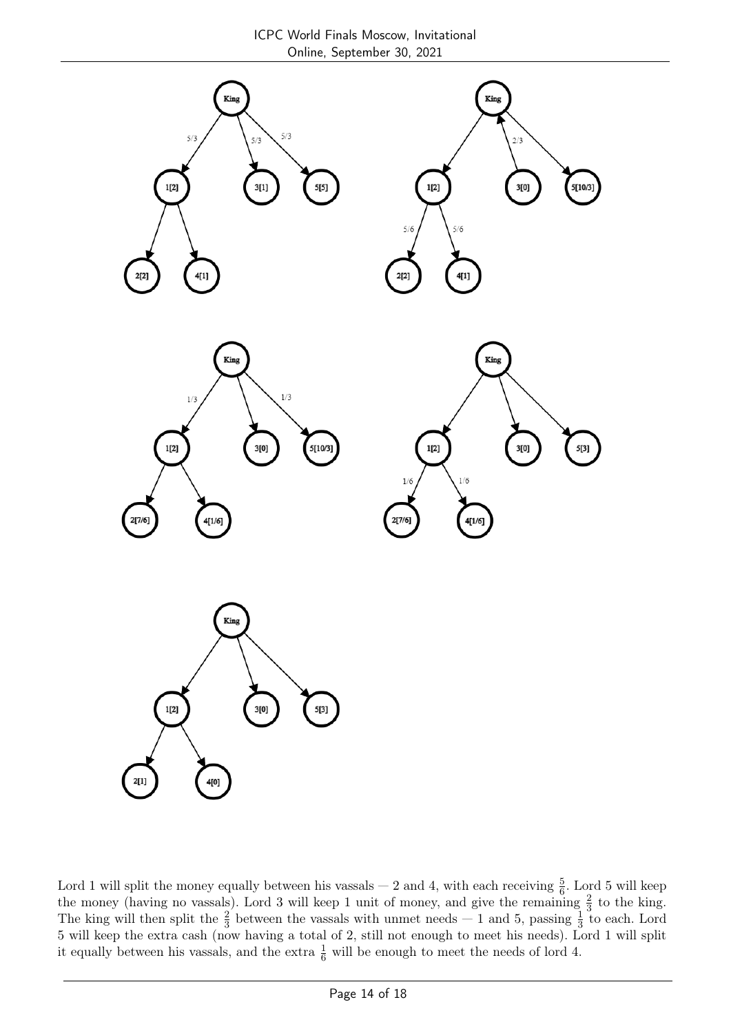Lord 1 will split the money equally between his vassals — 2 and 4, with each receiving $\frac{5}{6}$. Lord 5 will keep the money (having no vassals). Lord 3 will keep 1 unit of money, and give the remaining $\frac{2}{3}$ to the king. The king will then split the $\frac{2}{3}$ between the vassals with unmet needs — 1 and 5, passing $\frac{1}{3}$ to each. Lord 5 will keep the extra cash (now having a total of 2, still not enough to meet his needs). Lord 1 will split it equally between his vassals, and the extra $\frac{1}{6}$ will be enough to meet the needs of lord 4.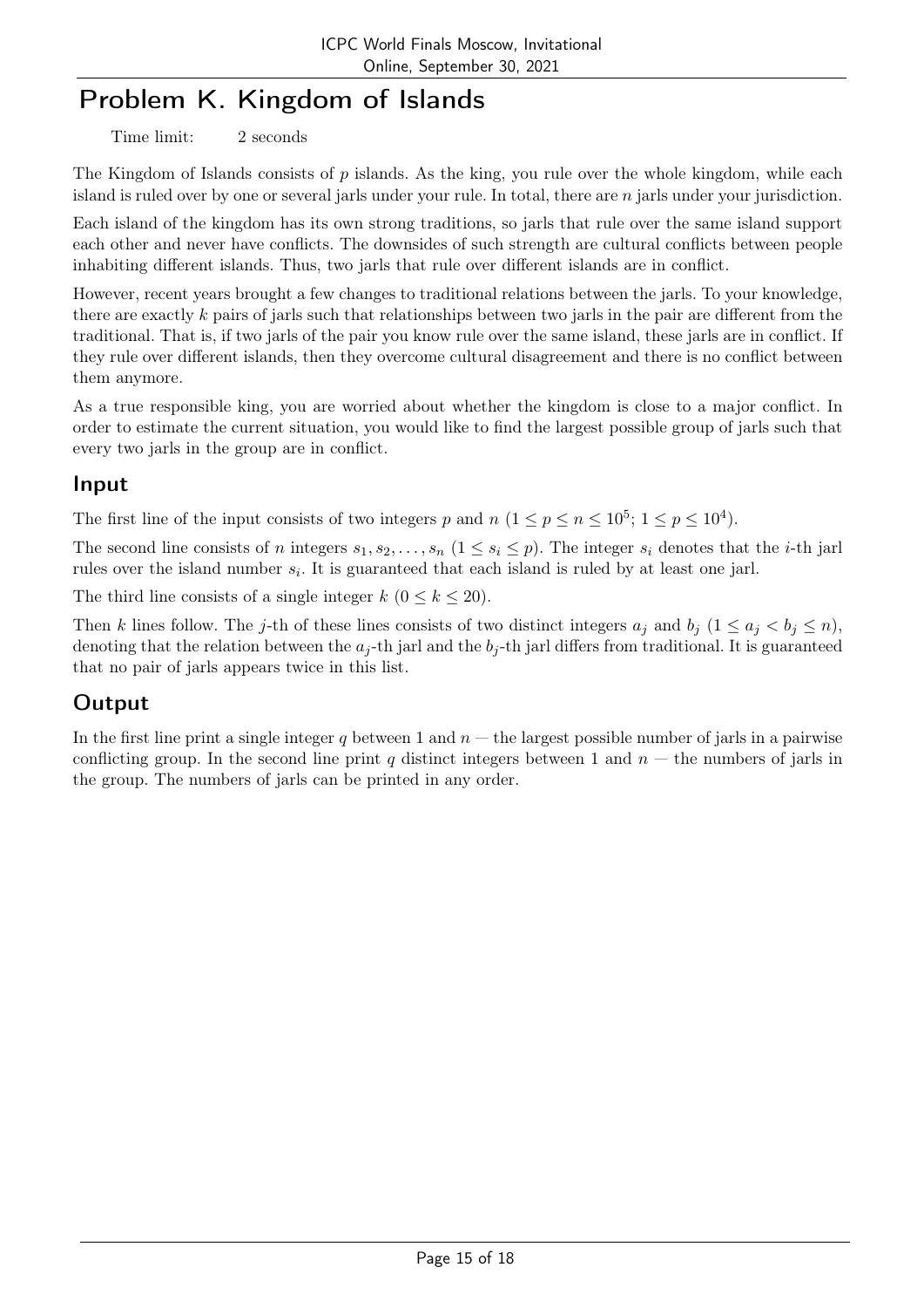# Problem K. Kingdom of Islands

Time limit: 2 seconds

The Kingdom of Islands consists of $p$ islands. As the king, you rule over the whole kingdom, while each island is ruled over by one or several jarls under your rule. In total, there are $n$ jarls under your jurisdiction.

Each island of the kingdom has its own strong traditions, so jarls that rule over the same island support each other and never have conflicts. The downsides of such strength are cultural conflicts between people inhabiting different islands. Thus, two jarls that rule over different islands are in conflict.

However, recent years brought a few changes to traditional relations between the jarls. To your knowledge, there are exactly $k$ pairs of jarls such that relationships between two jarls in the pair are different from the traditional. That is, if two jarls of the pair you know rule over the same island, these jarls are in conflict. If they rule over different islands, then they overcome cultural disagreement and there is no conflict between them anymore.

As a true responsible king, you are worried about whether the kingdom is close to a major conflict. In order to estimate the current situation, you would like to find the largest possible group of jarls such that every two jarls in the group are in conflict.

## Input

The first line of the input consists of two integers $p$ and $n$ ($1 \le p \le n \le 10^5$; $1 \le p \le 10^4$).

The second line consists of $n$ integers $s_1, s_2, \ldots, s_n$ ($1 \le s_i \le p$). The integer $s_i$ denotes that the $i$-th jarl rules over the island number $s_i$. It is guaranteed that each island is ruled by at least one jarl.

The third line consists of a single integer $k$ ($0 \le k \le 20$).

Then $k$ lines follow. The $j$-th of these lines consists of two distinct integers $a_j$ and $b_j$ ($1 \le a_j < b_j \le n$), denoting that the relation between the $a_j$-th jarl and the $b_j$-th jarl differs from traditional. It is guaranteed that no pair of jarls appears twice in this list.

## Output

In the first line print a single integer $q$ between 1 and $n$ — the largest possible number of jarls in a pairwise conflicting group. In the second line print $q$ distinct integers between 1 and $n$ — the numbers of jarls in the group. The numbers of jarls can be printed in any order.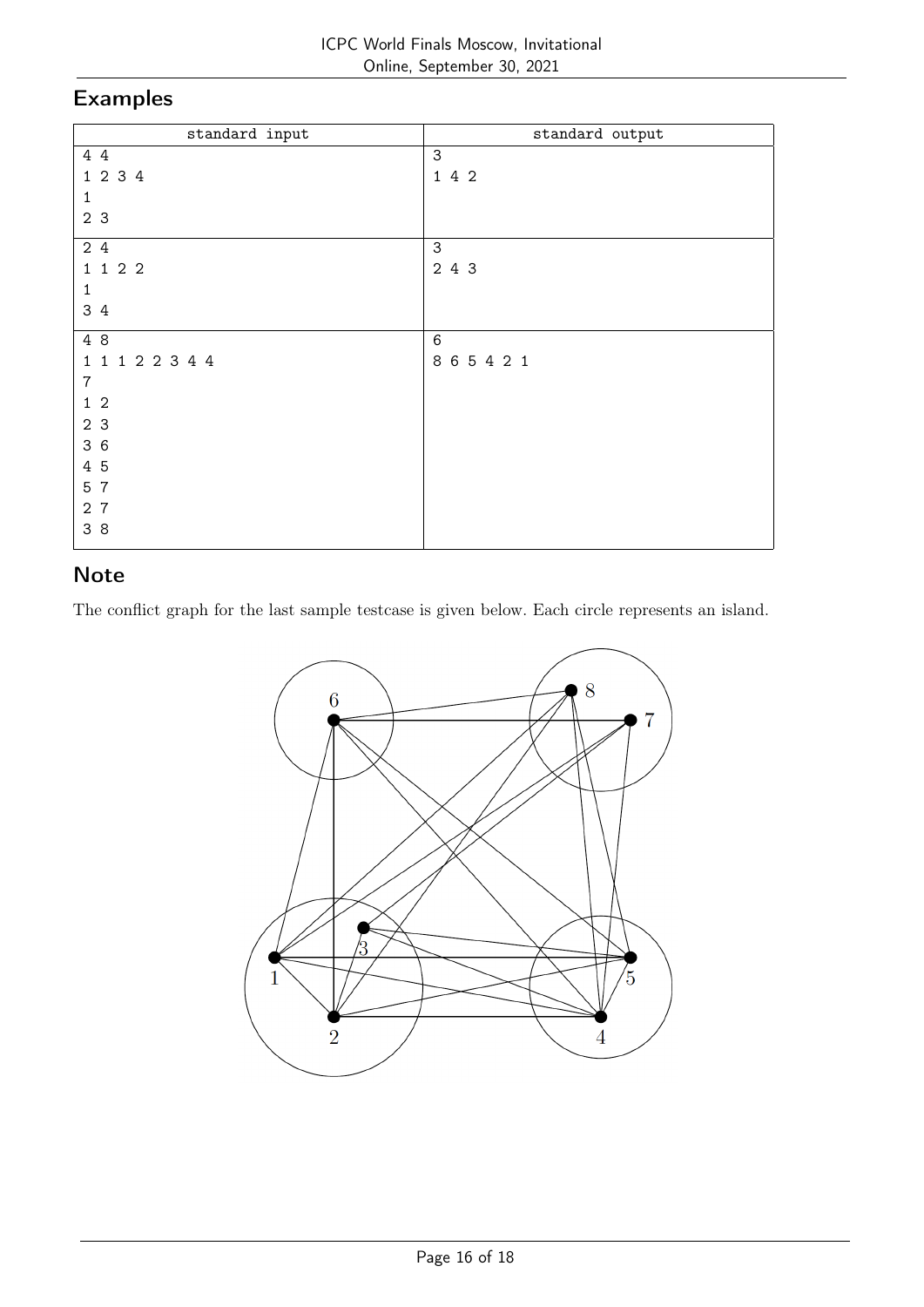## Examples

| standard input | standard output |
|---|---|
| 4 4<br>1 2 3 4<br>1<br>2 3 | 3<br>1 4 2 |
| 2 4<br>1 1 2 2<br>1<br>3 4 | 3<br>2 4 3 |
| 4 8<br>1 1 1 2 2 3 4 4<br>7<br>1 2<br>2 3<br>3 6<br>4 5<br>5 7<br>2 7<br>3 8 | 6<br>8 6 5 4 2 1 |

## Note

The conflict graph for the last sample testcase is given below. Each circle represents an island.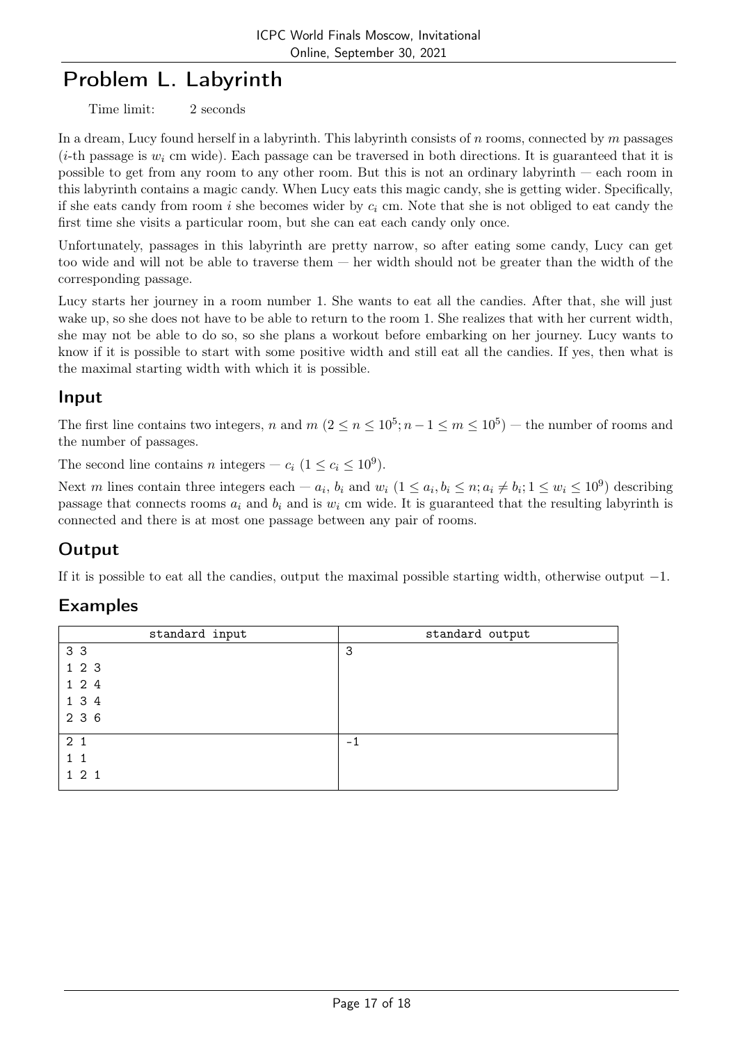# Problem L. Labyrinth

Time limit: 2 seconds

In a dream, Lucy found herself in a labyrinth. This labyrinth consists of $n$ rooms, connected by $m$ passages ($i$-th passage is $w_i$ cm wide). Each passage can be traversed in both directions. It is guaranteed that it is possible to get from any room to any other room. But this is not an ordinary labyrinth — each room in this labyrinth contains a magic candy. When Lucy eats this magic candy, she is getting wider. Specifically, if she eats candy from room $i$ she becomes wider by $c_i$ cm. Note that she is not obliged to eat candy the first time she visits a particular room, but she can eat each candy only once.

Unfortunately, passages in this labyrinth are pretty narrow, so after eating some candy, Lucy can get too wide and will not be able to traverse them — her width should not be greater than the width of the corresponding passage.

Lucy starts her journey in a room number 1. She wants to eat all the candies. After that, she will just wake up, so she does not have to be able to return to the room 1. She realizes that with her current width, she may not be able to do so, so she plans a workout before embarking on her journey. Lucy wants to know if it is possible to start with some positive width and still eat all the candies. If yes, then what is the maximal starting width with which it is possible.

## Input

The first line contains two integers, $n$ and $m$ ($2 \le n \le 10^5; n - 1 \le m \le 10^5$) — the number of rooms and the number of passages.

The second line contains $n$ integers — $c_i$ ($1 \le c_i \le 10^9$).

Next $m$ lines contain three integers each — $a_i$, $b_i$ and $w_i$ ($1 \le a_i, b_i \le n; a_i \ne b_i; 1 \le w_i \le 10^9$) describing passage that connects rooms $a_i$ and $b_i$ and is $w_i$ cm wide. It is guaranteed that the resulting labyrinth is connected and there is at most one passage between any pair of rooms.

## Output

If it is possible to eat all the candies, output the maximal possible starting width, otherwise output $-1$.

## Examples

| standard input | standard output |
|---|---|
| 3 3<br>1 2 3<br>1 2 4<br>1 3 4<br>2 3 6 | 3 |
| 2 1<br>1 1<br>1 2 1 | -1 |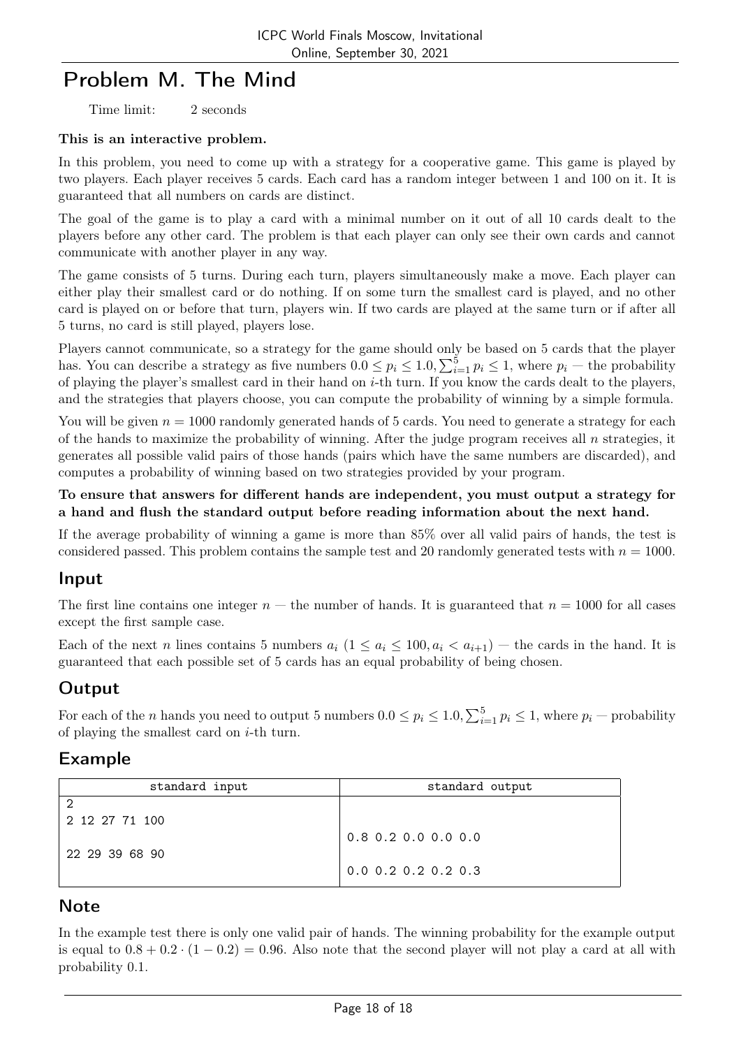# Problem M. The Mind

Time limit: 2 seconds

**This is an interactive problem.**

In this problem, you need to come up with a strategy for a cooperative game. This game is played by two players. Each player receives 5 cards. Each card has a random integer between 1 and 100 on it. It is guaranteed that all numbers on cards are distinct.

The goal of the game is to play a card with a minimal number on it out of all 10 cards dealt to the players before any other card. The problem is that each player can only see their own cards and cannot communicate with another player in any way.

The game consists of 5 turns. During each turn, players simultaneously make a move. Each player can either play their smallest card or do nothing. If on some turn the smallest card is played, and no other card is played on or before that turn, players win. If two cards are played at the same turn or if after all 5 turns, no card is still played, players lose.

Players cannot communicate, so a strategy for the game should only be based on 5 cards that the player has. You can describe a strategy as five numbers $0.0 \le p_i \le 1.0, \sum_{i=1}^{5} p_i \le 1$, where $p_i$ — the probability of playing the player's smallest card in their hand on $i$-th turn. If you know the cards dealt to the players, and the strategies that players choose, you can compute the probability of winning by a simple formula.

You will be given $n = 1000$ randomly generated hands of 5 cards. You need to generate a strategy for each of the hands to maximize the probability of winning. After the judge program receives all $n$ strategies, it generates all possible valid pairs of those hands (pairs which have the same numbers are discarded), and computes a probability of winning based on two strategies provided by your program.

**To ensure that answers for different hands are independent, you must output a strategy for a hand and flush the standard output before reading information about the next hand.**

If the average probability of winning a game is more than 85% over all valid pairs of hands, the test is considered passed. This problem contains the sample test and 20 randomly generated tests with $n = 1000$.

## Input

The first line contains one integer $n$ — the number of hands. It is guaranteed that $n = 1000$ for all cases except the first sample case.

Each of the next $n$ lines contains 5 numbers $a_i$ ($1 \le a_i \le 100, a_i < a_{i+1}$) — the cards in the hand. It is guaranteed that each possible set of 5 cards has an equal probability of being chosen.

## Output

For each of the $n$ hands you need to output 5 numbers $0.0 \le p_i \le 1.0, \sum_{i=1}^{5} p_i \le 1$, where $p_i$ — probability of playing the smallest card on $i$-th turn.

## Example

| standard input | standard output |
|---|---|
| 2<br>2 12 27 71 100 | |
| | 0.8 0.2 0.0 0.0 0.0 |
| 22 29 39 68 90 | |
| | 0.0 0.2 0.2 0.2 0.3 |

## Note

In the example test there is only one valid pair of hands. The winning probability for the example output is equal to $0.8 + 0.2 \cdot (1 - 0.2) = 0.96$. Also note that the second player will not play a card at all with probability 0.1.